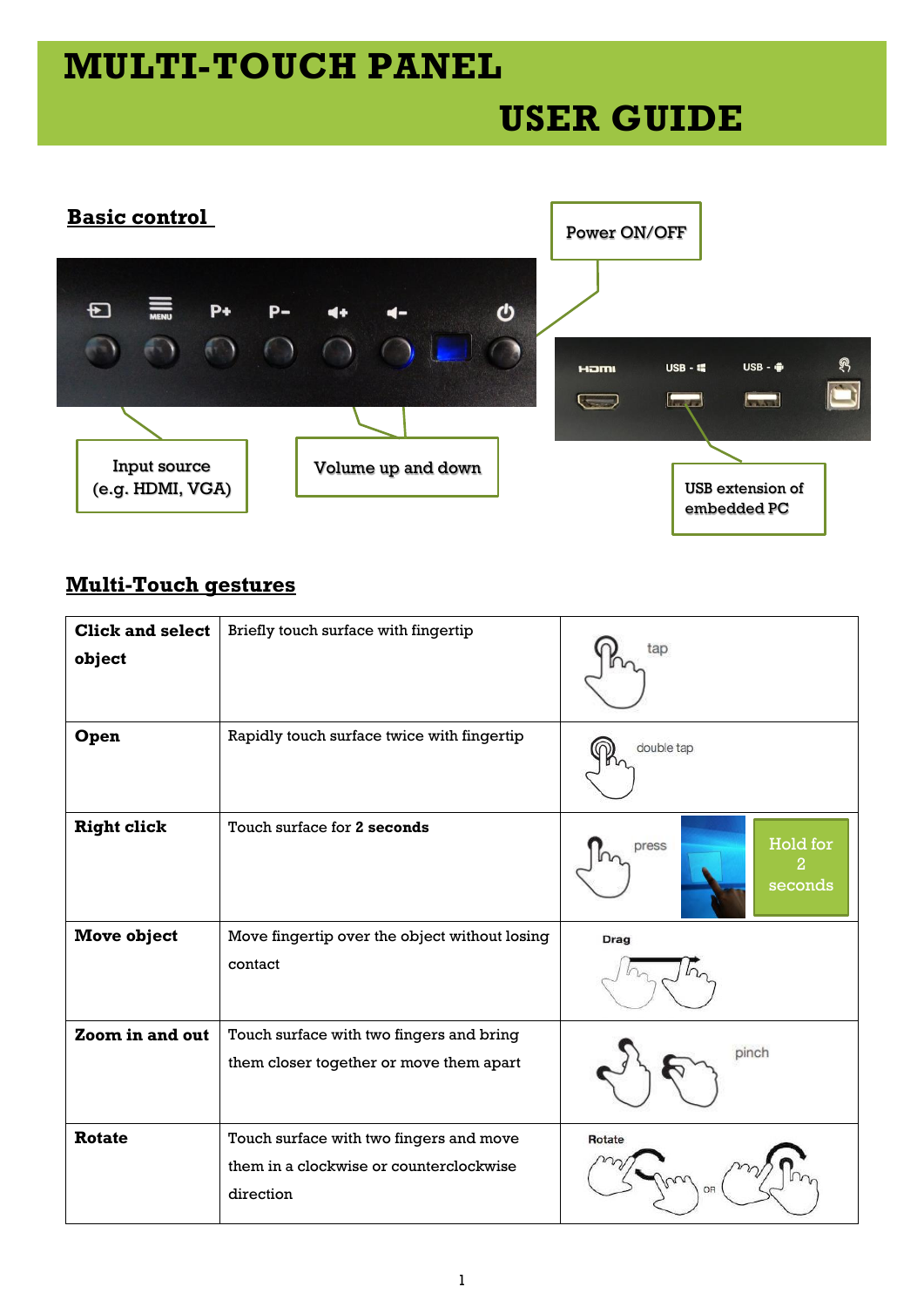# MULTI-TOUCH PANEL USER GUIDE

## Basic control

Power ON/OFF

Input source (e.g. HDMI, VGA)

Volume up and down

USB extension of embedded PC

## Multi-Touch gestures

| | | |
|---|---|---|
| **Click and select object** | Briefly touch surface with fingertip | tap |
| **Open** | Rapidly touch surface twice with fingertip | double tap |
| **Right click** | Touch surface for **2 seconds** | press — Hold for 2 seconds |
| **Move object** | Move fingertip over the object without losing contact | Drag |
| **Zoom in and out** | Touch surface with two fingers and bring them closer together or move them apart | pinch |
| **Rotate** | Touch surface with two fingers and move them in a clockwise or counterclockwise direction | Rotate |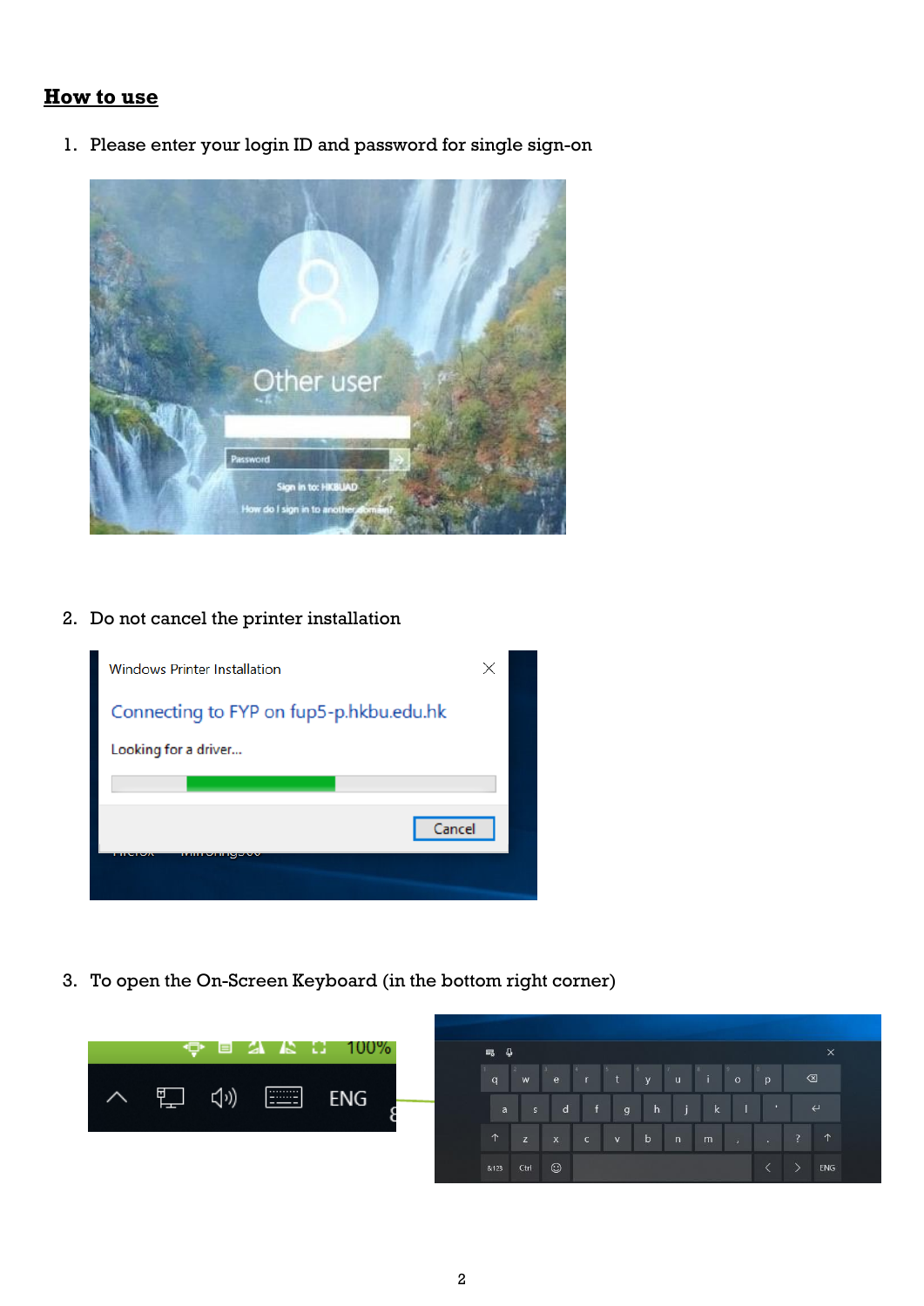## How to use

1. Please enter your login ID and password for single sign-on

2. Do not cancel the printer installation

3. To open the On-Screen Keyboard (in the bottom right corner)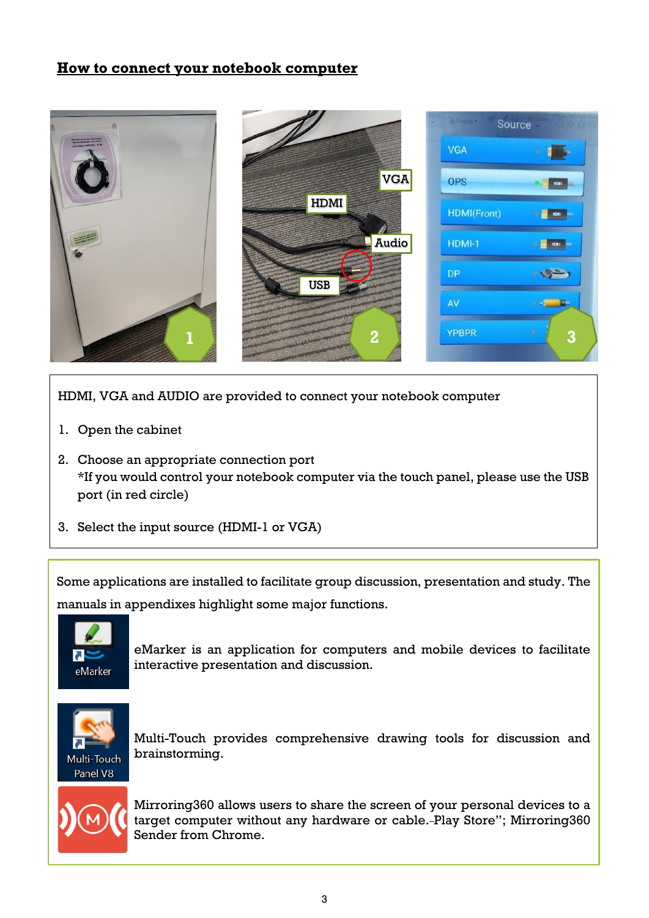## How to connect your notebook computer

HDMI, VGA and AUDIO are provided to connect your notebook computer

1. Open the cabinet
2. Choose an appropriate connection port
   *If you would control your notebook computer via the touch panel, please use the USB port (in red circle)
3. Select the input source (HDMI-1 or VGA)

Some applications are installed to facilitate group discussion, presentation and study. The manuals in appendixes highlight some major functions.

eMarker is an application for computers and mobile devices to facilitate interactive presentation and discussion.

Multi-Touch provides comprehensive drawing tools for discussion and brainstorming.

Mirroring360 allows users to share the screen of your personal devices to a target computer without any hardware or cable.-Play Store"; Mirroring360 Sender from Chrome.